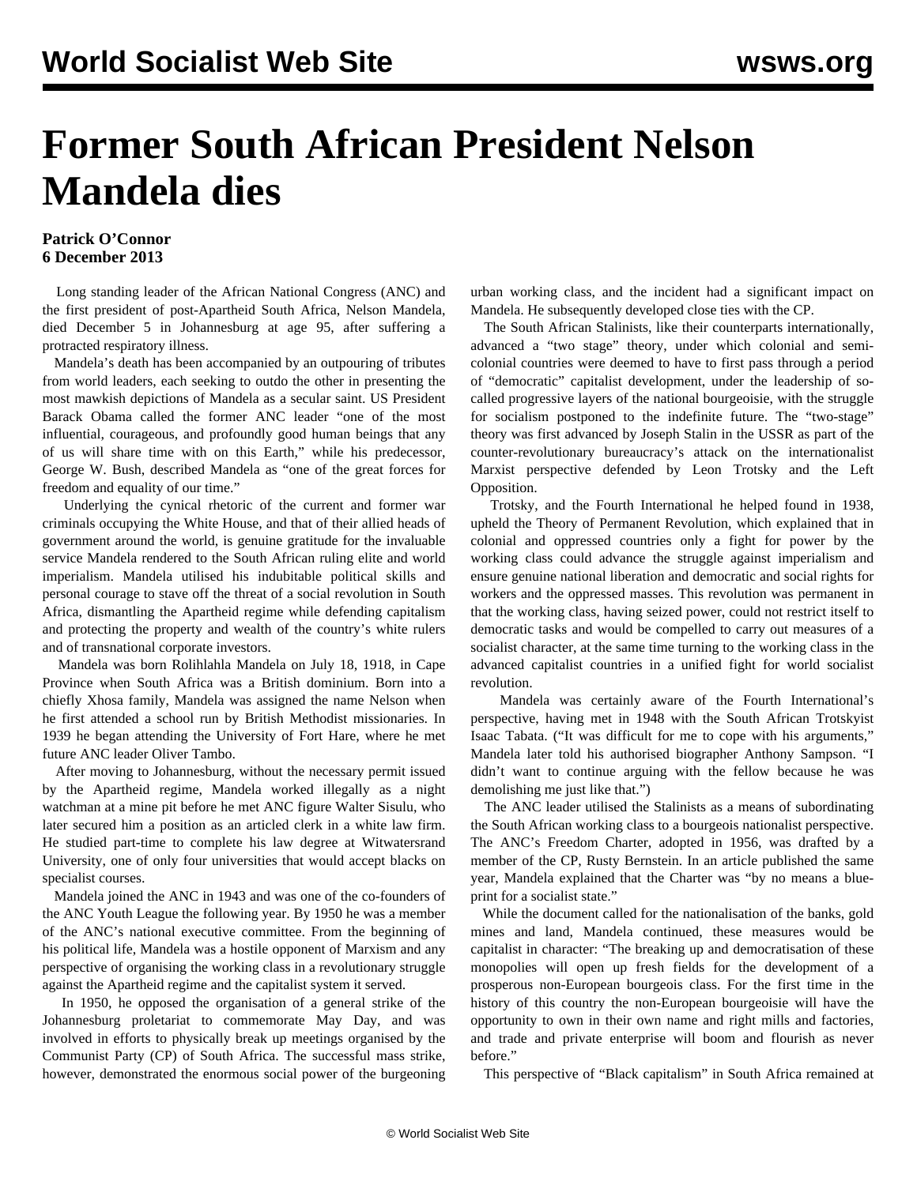# Former South African President Nelson Mandela dies

**Patrick O'Connor**
**6 December 2013**

Long standing leader of the African National Congress (ANC) and the first president of post-Apartheid South Africa, Nelson Mandela, died December 5 in Johannesburg at age 95, after suffering a protracted respiratory illness.

Mandela's death has been accompanied by an outpouring of tributes from world leaders, each seeking to outdo the other in presenting the most mawkish depictions of Mandela as a secular saint. US President Barack Obama called the former ANC leader "one of the most influential, courageous, and profoundly good human beings that any of us will share time with on this Earth," while his predecessor, George W. Bush, described Mandela as "one of the great forces for freedom and equality of our time."

Underlying the cynical rhetoric of the current and former war criminals occupying the White House, and that of their allied heads of government around the world, is genuine gratitude for the invaluable service Mandela rendered to the South African ruling elite and world imperialism. Mandela utilised his indubitable political skills and personal courage to stave off the threat of a social revolution in South Africa, dismantling the Apartheid regime while defending capitalism and protecting the property and wealth of the country's white rulers and of transnational corporate investors.

Mandela was born Rolihlahla Mandela on July 18, 1918, in Cape Province when South Africa was a British dominium. Born into a chiefly Xhosa family, Mandela was assigned the name Nelson when he first attended a school run by British Methodist missionaries. In 1939 he began attending the University of Fort Hare, where he met future ANC leader Oliver Tambo.

After moving to Johannesburg, without the necessary permit issued by the Apartheid regime, Mandela worked illegally as a night watchman at a mine pit before he met ANC figure Walter Sisulu, who later secured him a position as an articled clerk in a white law firm. He studied part-time to complete his law degree at Witwatersrand University, one of only four universities that would accept blacks on specialist courses.

Mandela joined the ANC in 1943 and was one of the co-founders of the ANC Youth League the following year. By 1950 he was a member of the ANC's national executive committee. From the beginning of his political life, Mandela was a hostile opponent of Marxism and any perspective of organising the working class in a revolutionary struggle against the Apartheid regime and the capitalist system it served.

In 1950, he opposed the organisation of a general strike of the Johannesburg proletariat to commemorate May Day, and was involved in efforts to physically break up meetings organised by the Communist Party (CP) of South Africa. The successful mass strike, however, demonstrated the enormous social power of the burgeoning urban working class, and the incident had a significant impact on Mandela. He subsequently developed close ties with the CP.

The South African Stalinists, like their counterparts internationally, advanced a "two stage" theory, under which colonial and semi-colonial countries were deemed to have to first pass through a period of "democratic" capitalist development, under the leadership of so-called progressive layers of the national bourgeoisie, with the struggle for socialism postponed to the indefinite future. The "two-stage" theory was first advanced by Joseph Stalin in the USSR as part of the counter-revolutionary bureaucracy's attack on the internationalist Marxist perspective defended by Leon Trotsky and the Left Opposition.

Trotsky, and the Fourth International he helped found in 1938, upheld the Theory of Permanent Revolution, which explained that in colonial and oppressed countries only a fight for power by the working class could advance the struggle against imperialism and ensure genuine national liberation and democratic and social rights for workers and the oppressed masses. This revolution was permanent in that the working class, having seized power, could not restrict itself to democratic tasks and would be compelled to carry out measures of a socialist character, at the same time turning to the working class in the advanced capitalist countries in a unified fight for world socialist revolution.

Mandela was certainly aware of the Fourth International's perspective, having met in 1948 with the South African Trotskyist Isaac Tabata. ("It was difficult for me to cope with his arguments," Mandela later told his authorised biographer Anthony Sampson. "I didn't want to continue arguing with the fellow because he was demolishing me just like that.")

The ANC leader utilised the Stalinists as a means of subordinating the South African working class to a bourgeois nationalist perspective. The ANC's Freedom Charter, adopted in 1956, was drafted by a member of the CP, Rusty Bernstein. In an article published the same year, Mandela explained that the Charter was "by no means a blue-print for a socialist state."

While the document called for the nationalisation of the banks, gold mines and land, Mandela continued, these measures would be capitalist in character: "The breaking up and democratisation of these monopolies will open up fresh fields for the development of a prosperous non-European bourgeois class. For the first time in the history of this country the non-European bourgeoisie will have the opportunity to own in their own name and right mills and factories, and trade and private enterprise will boom and flourish as never before."

This perspective of "Black capitalism" in South Africa remained at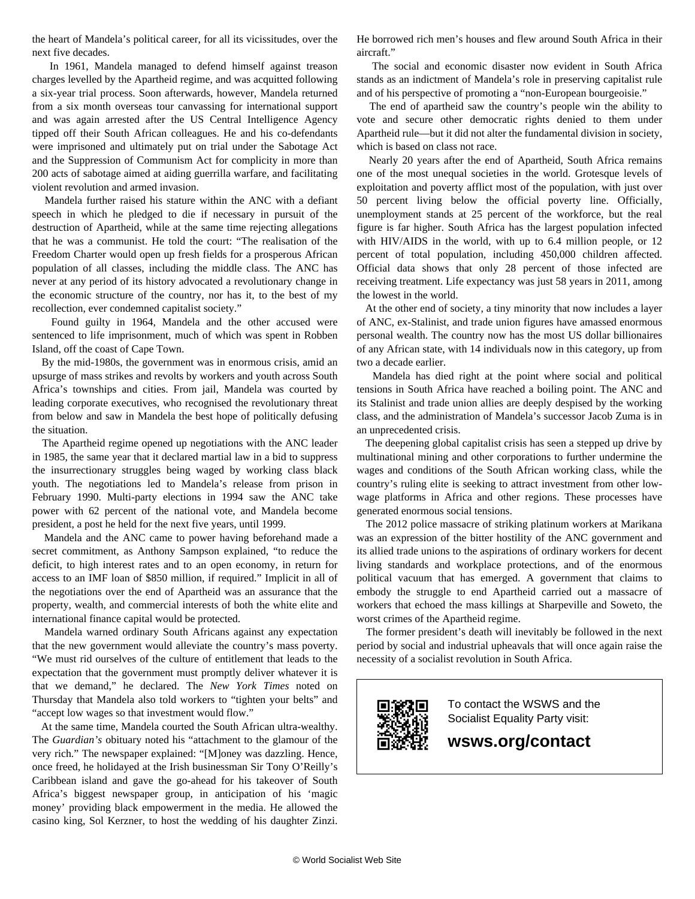the heart of Mandela's political career, for all its vicissitudes, over the next five decades.

In 1961, Mandela managed to defend himself against treason charges levelled by the Apartheid regime, and was acquitted following a six-year trial process. Soon afterwards, however, Mandela returned from a six month overseas tour canvassing for international support and was again arrested after the US Central Intelligence Agency tipped off their South African colleagues. He and his co-defendants were imprisoned and ultimately put on trial under the Sabotage Act and the Suppression of Communism Act for complicity in more than 200 acts of sabotage aimed at aiding guerrilla warfare, and facilitating violent revolution and armed invasion.

Mandela further raised his stature within the ANC with a defiant speech in which he pledged to die if necessary in pursuit of the destruction of Apartheid, while at the same time rejecting allegations that he was a communist. He told the court: "The realisation of the Freedom Charter would open up fresh fields for a prosperous African population of all classes, including the middle class. The ANC has never at any period of its history advocated a revolutionary change in the economic structure of the country, nor has it, to the best of my recollection, ever condemned capitalist society."

Found guilty in 1964, Mandela and the other accused were sentenced to life imprisonment, much of which was spent in Robben Island, off the coast of Cape Town.

By the mid-1980s, the government was in enormous crisis, amid an upsurge of mass strikes and revolts by workers and youth across South Africa's townships and cities. From jail, Mandela was courted by leading corporate executives, who recognised the revolutionary threat from below and saw in Mandela the best hope of politically defusing the situation.

The Apartheid regime opened up negotiations with the ANC leader in 1985, the same year that it declared martial law in a bid to suppress the insurrectionary struggles being waged by working class black youth. The negotiations led to Mandela's release from prison in February 1990. Multi-party elections in 1994 saw the ANC take power with 62 percent of the national vote, and Mandela become president, a post he held for the next five years, until 1999.

Mandela and the ANC came to power having beforehand made a secret commitment, as Anthony Sampson explained, "to reduce the deficit, to high interest rates and to an open economy, in return for access to an IMF loan of $850 million, if required." Implicit in all of the negotiations over the end of Apartheid was an assurance that the property, wealth, and commercial interests of both the white elite and international finance capital would be protected.

Mandela warned ordinary South Africans against any expectation that the new government would alleviate the country's mass poverty. "We must rid ourselves of the culture of entitlement that leads to the expectation that the government must promptly deliver whatever it is that we demand," he declared. The *New York Times* noted on Thursday that Mandela also told workers to "tighten your belts" and "accept low wages so that investment would flow."

At the same time, Mandela courted the South African ultra-wealthy. The *Guardian's* obituary noted his "attachment to the glamour of the very rich." The newspaper explained: "[M]oney was dazzling. Hence, once freed, he holidayed at the Irish businessman Sir Tony O'Reilly's Caribbean island and gave the go-ahead for his takeover of South Africa's biggest newspaper group, in anticipation of his 'magic money' providing black empowerment in the media. He allowed the casino king, Sol Kerzner, to host the wedding of his daughter Zinzi. He borrowed rich men's houses and flew around South Africa in their aircraft."

The social and economic disaster now evident in South Africa stands as an indictment of Mandela's role in preserving capitalist rule and of his perspective of promoting a "non-European bourgeoisie."

The end of apartheid saw the country's people win the ability to vote and secure other democratic rights denied to them under Apartheid rule—but it did not alter the fundamental division in society, which is based on class not race.

Nearly 20 years after the end of Apartheid, South Africa remains one of the most unequal societies in the world. Grotesque levels of exploitation and poverty afflict most of the population, with just over 50 percent living below the official poverty line. Officially, unemployment stands at 25 percent of the workforce, but the real figure is far higher. South Africa has the largest population infected with HIV/AIDS in the world, with up to 6.4 million people, or 12 percent of total population, including 450,000 children affected. Official data shows that only 28 percent of those infected are receiving treatment. Life expectancy was just 58 years in 2011, among the lowest in the world.

At the other end of society, a tiny minority that now includes a layer of ANC, ex-Stalinist, and trade union figures have amassed enormous personal wealth. The country now has the most US dollar billionaires of any African state, with 14 individuals now in this category, up from two a decade earlier.

Mandela has died right at the point where social and political tensions in South Africa have reached a boiling point. The ANC and its Stalinist and trade union allies are deeply despised by the working class, and the administration of Mandela's successor Jacob Zuma is in an unprecedented crisis.

The deepening global capitalist crisis has seen a stepped up drive by multinational mining and other corporations to further undermine the wages and conditions of the South African working class, while the country's ruling elite is seeking to attract investment from other low-wage platforms in Africa and other regions. These processes have generated enormous social tensions.

The 2012 police massacre of striking platinum workers at Marikana was an expression of the bitter hostility of the ANC government and its allied trade unions to the aspirations of ordinary workers for decent living standards and workplace protections, and of the enormous political vacuum that has emerged. A government that claims to embody the struggle to end Apartheid carried out a massacre of workers that echoed the mass killings at Sharpeville and Soweto, the worst crimes of the Apartheid regime.

The former president's death will inevitably be followed in the next period by social and industrial upheavals that will once again raise the necessity of a socialist revolution in South Africa.

To contact the WSWS and the Socialist Equality Party visit:

**wsws.org/contact**